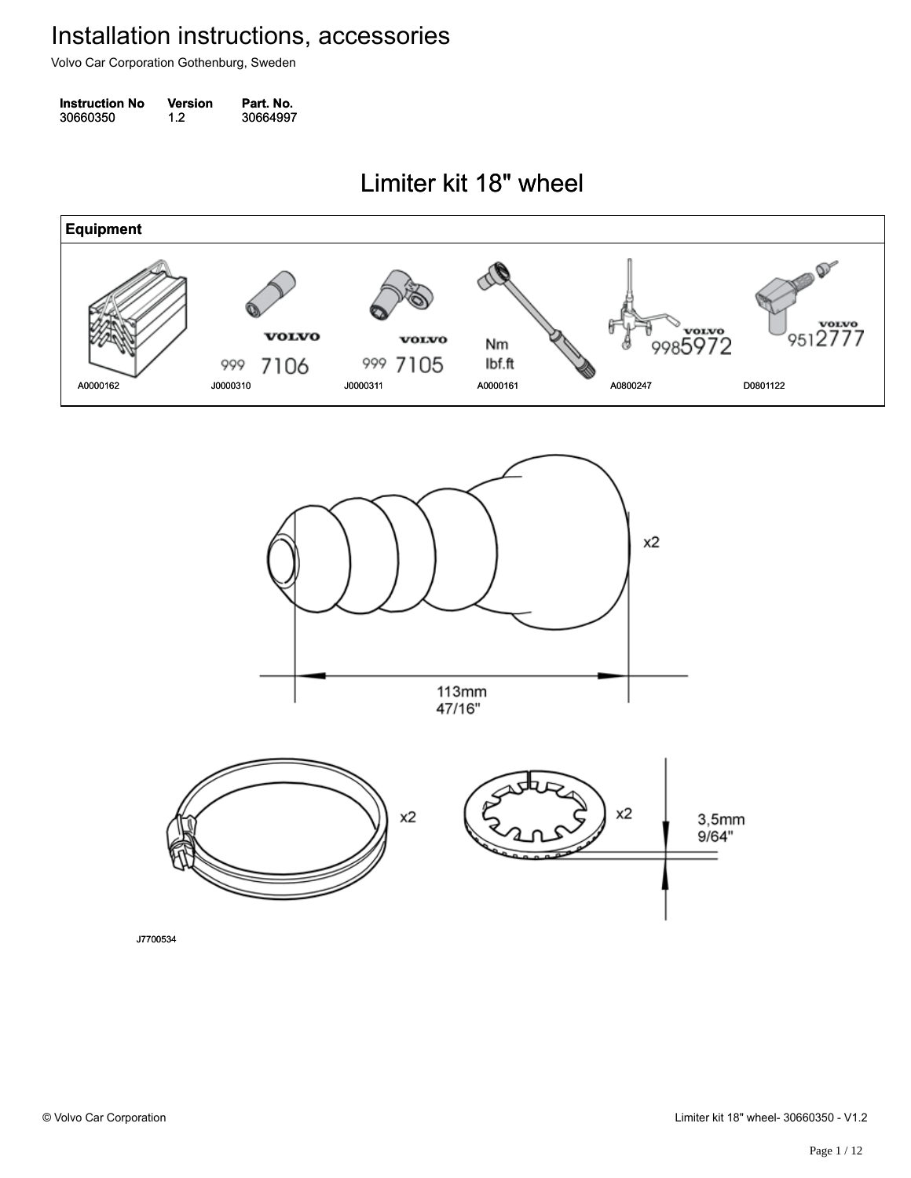# Installation instructions, accessories

Volvo Car Corporation Gothenburg, Sweden

| Instruction No | Version | Part. No. |
|---|---|---|
| 30660350 | 1.2 | 30664997 |

## Limiter kit 18" wheel

| Equipment | | | | | |
|---|---|---|---|---|---|
| A0000162 | J0000310 | J0000311 | A0000161 | A0800247 | D0801122 |

VOLVO 999 7106

VOLVO 999 7105

Nm lbf.ft

VOLVO 9985972

VOLVO 9512777

x2

113mm 47/16"

x2

x2

3,5mm 9/64"

J7700534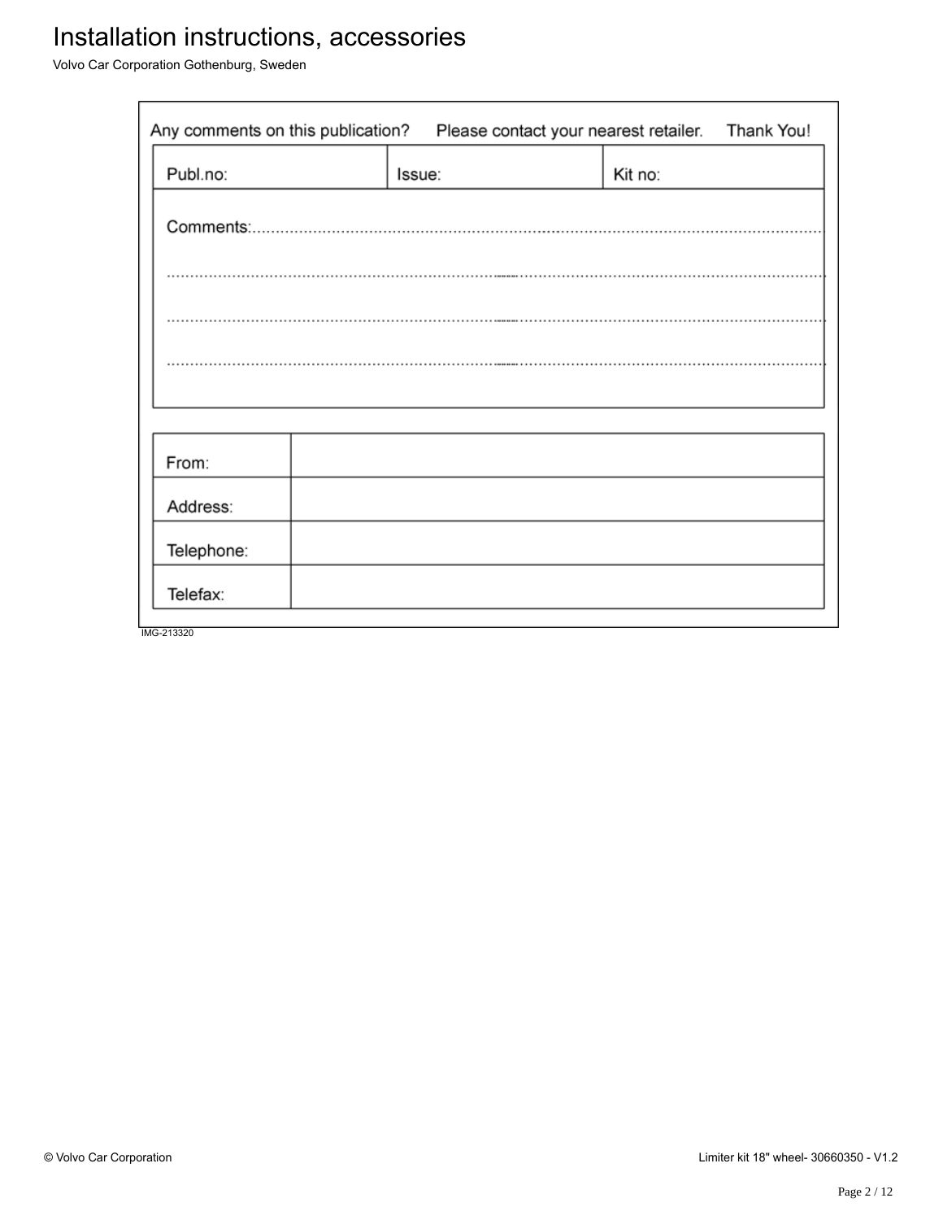Any comments on this publication? Please contact your nearest retailer. Thank You!

| Publ.no: | Issue: | Kit no: |
| --- | --- | --- |

Comments:.......................................................................................................................................

.......................................................................................................................................................

.......................................................................................................................................................

.......................................................................................................................................................

| From: | |
| --- | --- |
| Address: | |
| Telephone: | |
| Telefax: | |

IMG-213320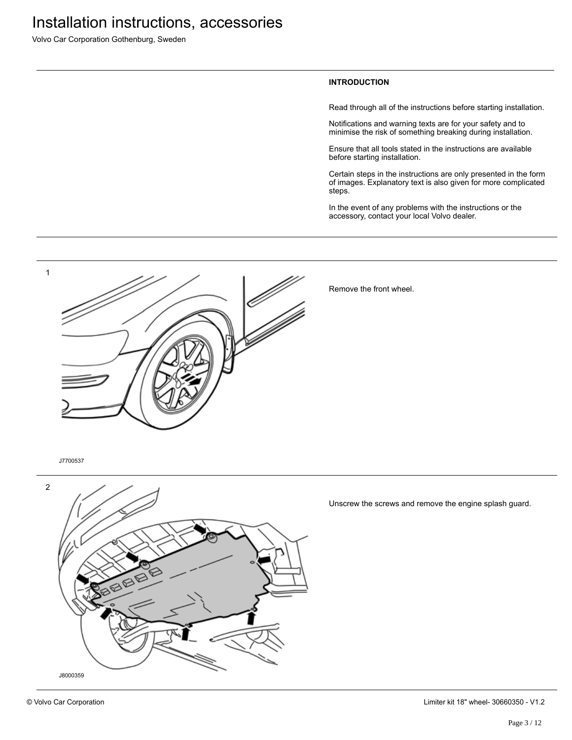# Installation instructions, accessories

Volvo Car Corporation Gothenburg, Sweden

**INTRODUCTION**

Read through all of the instructions before starting installation.

Notifications and warning texts are for your safety and to minimise the risk of something breaking during installation.

Ensure that all tools stated in the instructions are available before starting installation.

Certain steps in the instructions are only presented in the form of images. Explanatory text is also given for more complicated steps.

In the event of any problems with the instructions or the accessory, contact your local Volvo dealer.

1

J7700537

Remove the front wheel.

2

J8000359

Unscrew the screws and remove the engine splash guard.

© Volvo Car Corporation

Limiter kit 18" wheel- 30660350 - V1.2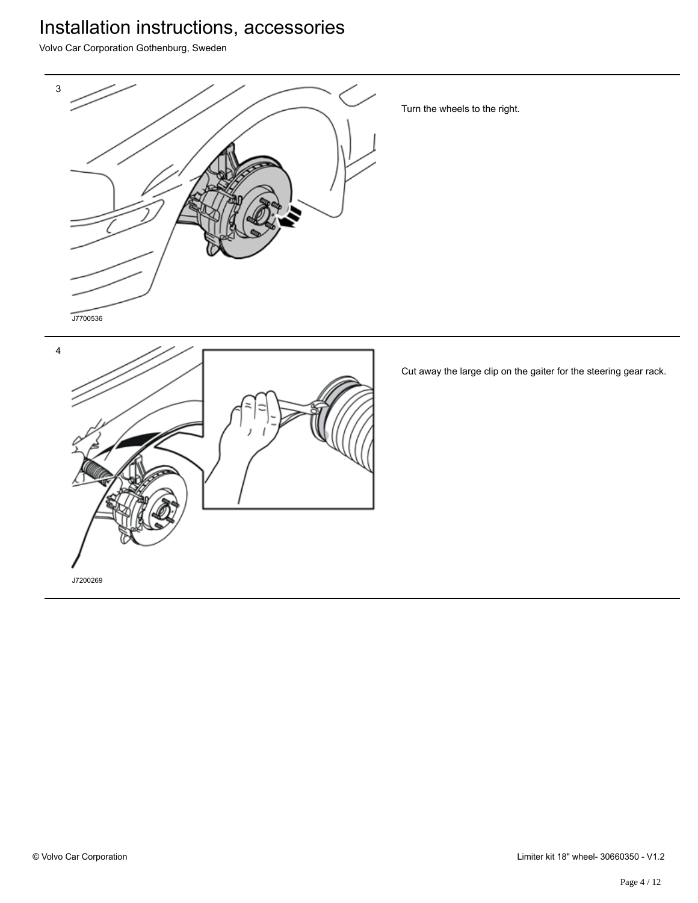3

J7700536

Turn the wheels to the right.

4

J7200269

Cut away the large clip on the gaiter for the steering gear rack.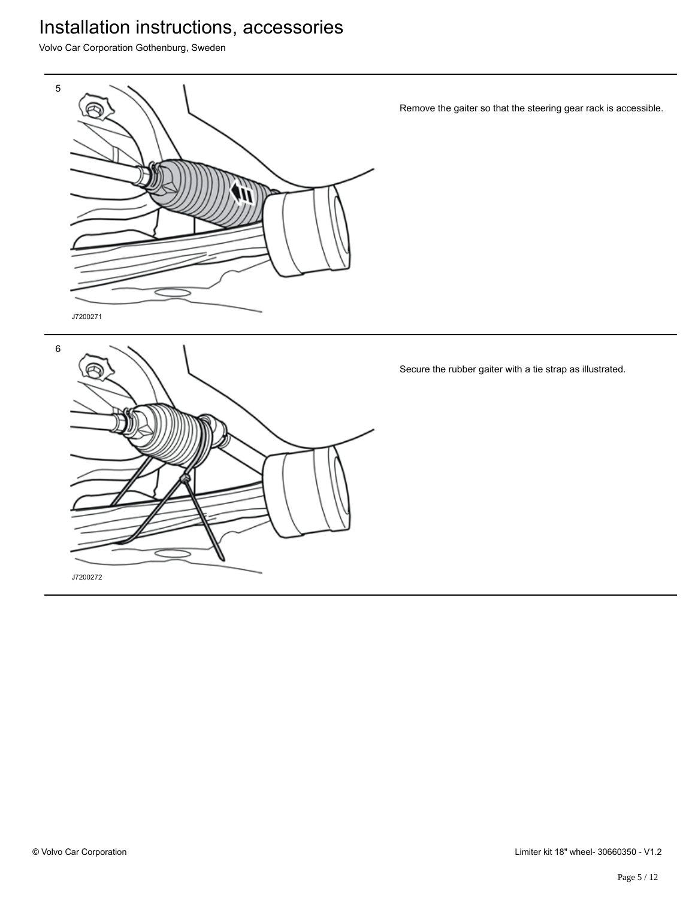5

J7200271

Remove the gaiter so that the steering gear rack is accessible.

6

J7200272

Secure the rubber gaiter with a tie strap as illustrated.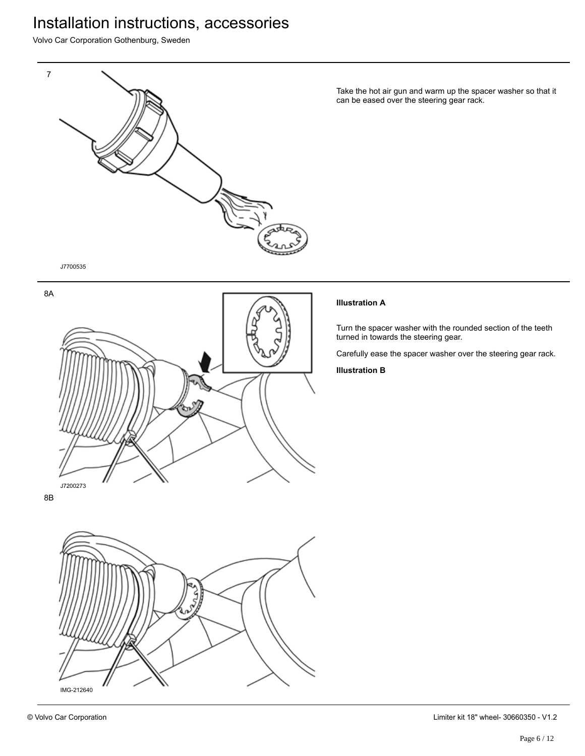7

J7700535

Take the hot air gun and warm up the spacer washer so that it can be eased over the steering gear rack.

8A

J7200273

**Illustration A**

Turn the spacer washer with the rounded section of the teeth turned in towards the steering gear.

Carefully ease the spacer washer over the steering gear rack.

**Illustration B**

8B

IMG-212640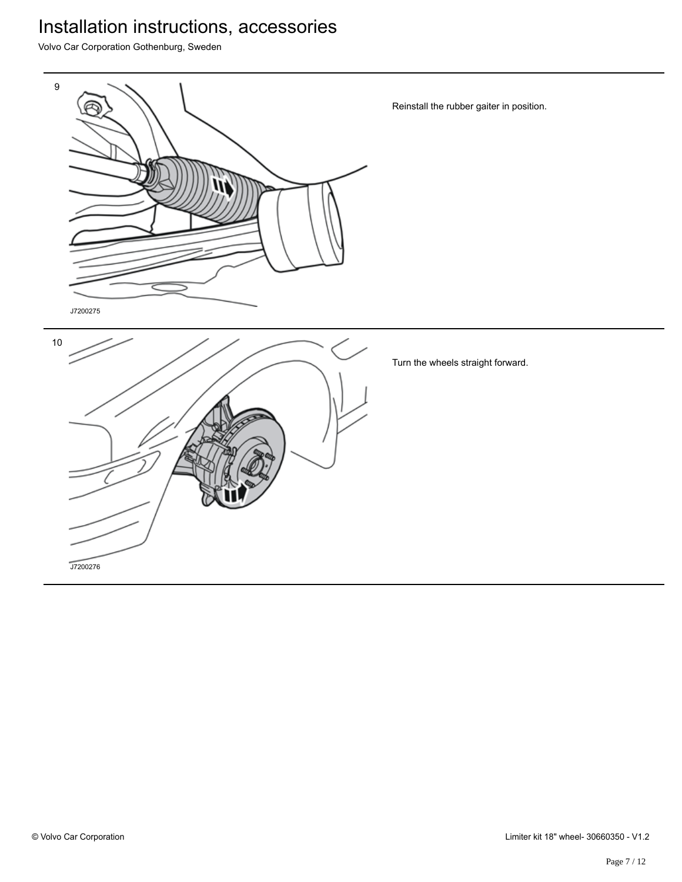9

J7200275

Reinstall the rubber gaiter in position.

10

J7200276

Turn the wheels straight forward.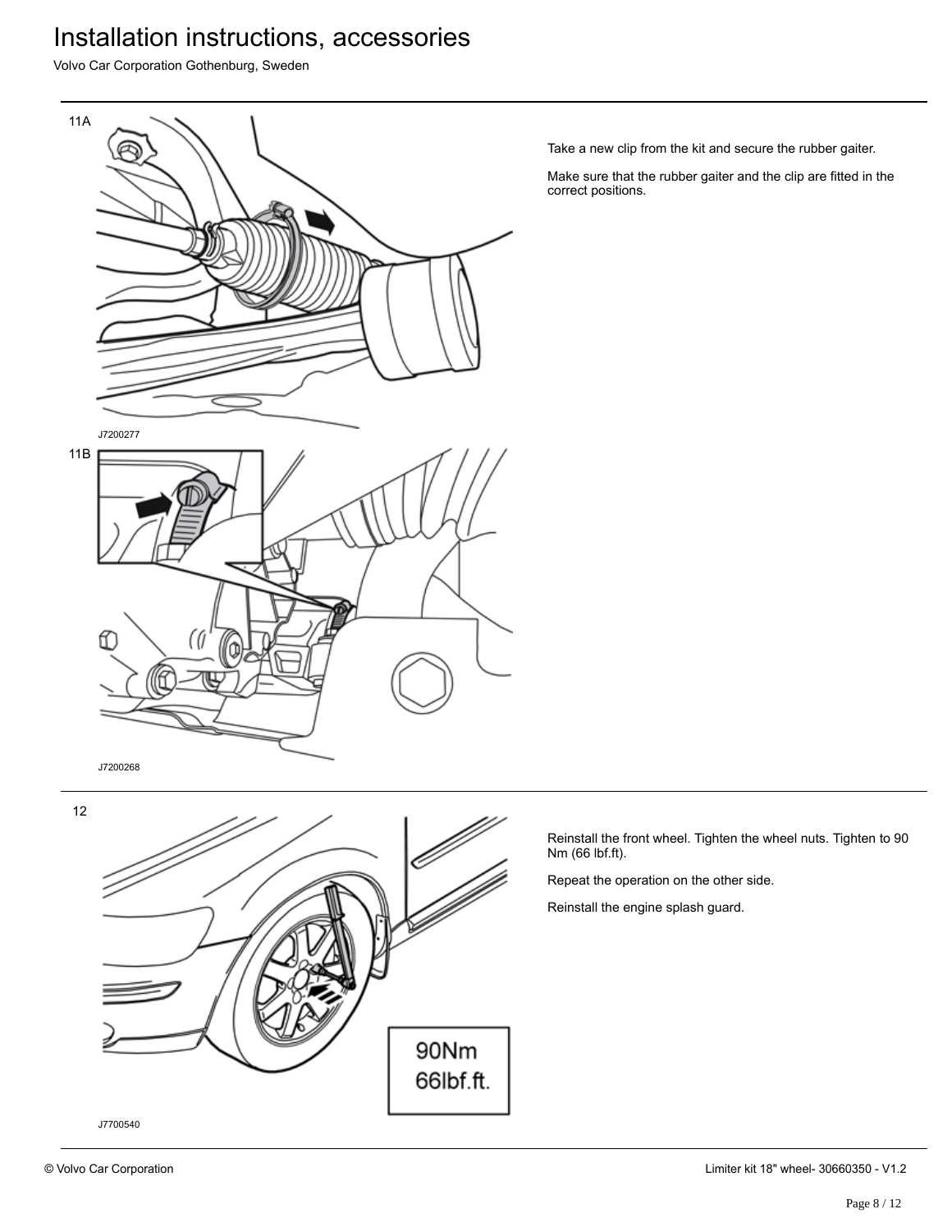11A

J7200277

11B

J7200268

Take a new clip from the kit and secure the rubber gaiter.

Make sure that the rubber gaiter and the clip are fitted in the correct positions.

12

90Nm
66lbf.ft.

J7700540

Reinstall the front wheel. Tighten the wheel nuts. Tighten to 90 Nm (66 lbf.ft).

Repeat the operation on the other side.

Reinstall the engine splash guard.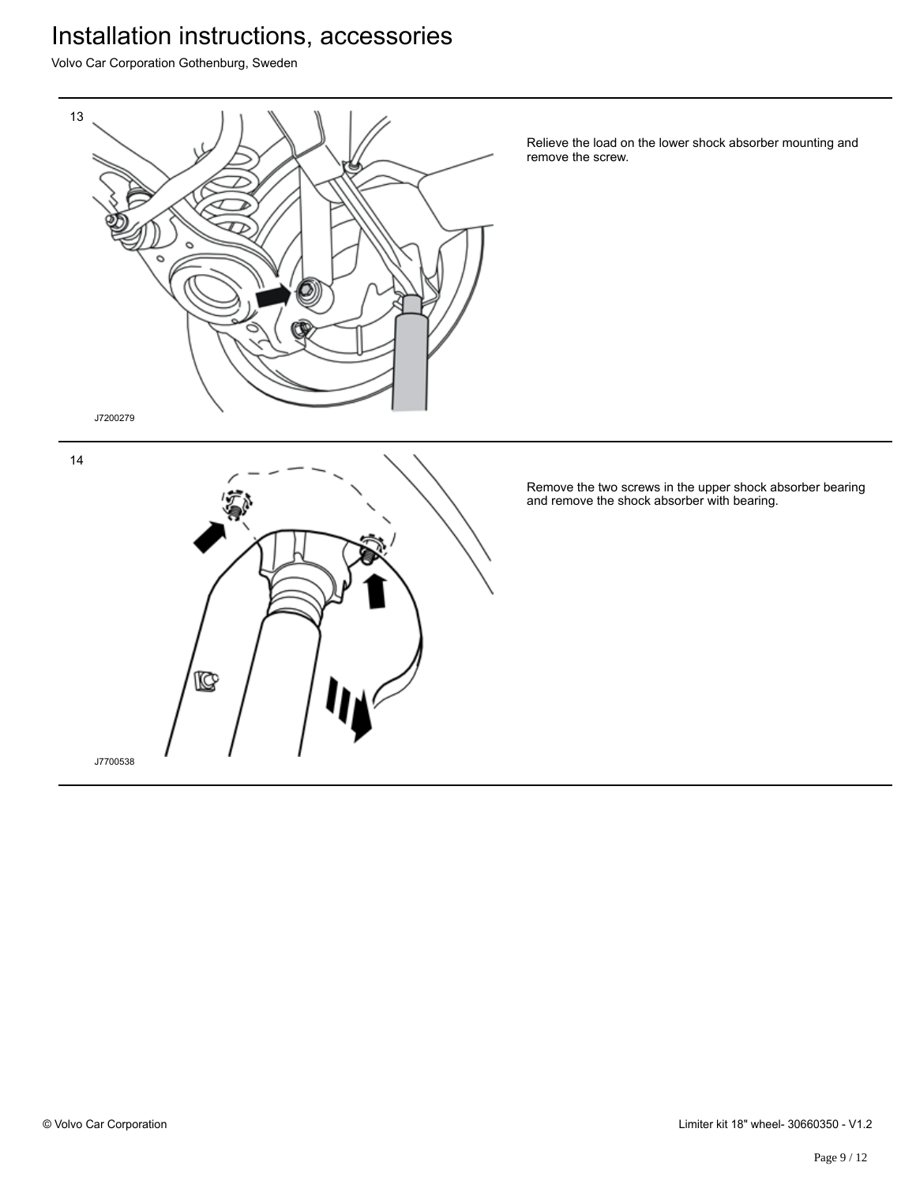13

J7200279

Relieve the load on the lower shock absorber mounting and remove the screw.

14

J7700538

Remove the two screws in the upper shock absorber bearing and remove the shock absorber with bearing.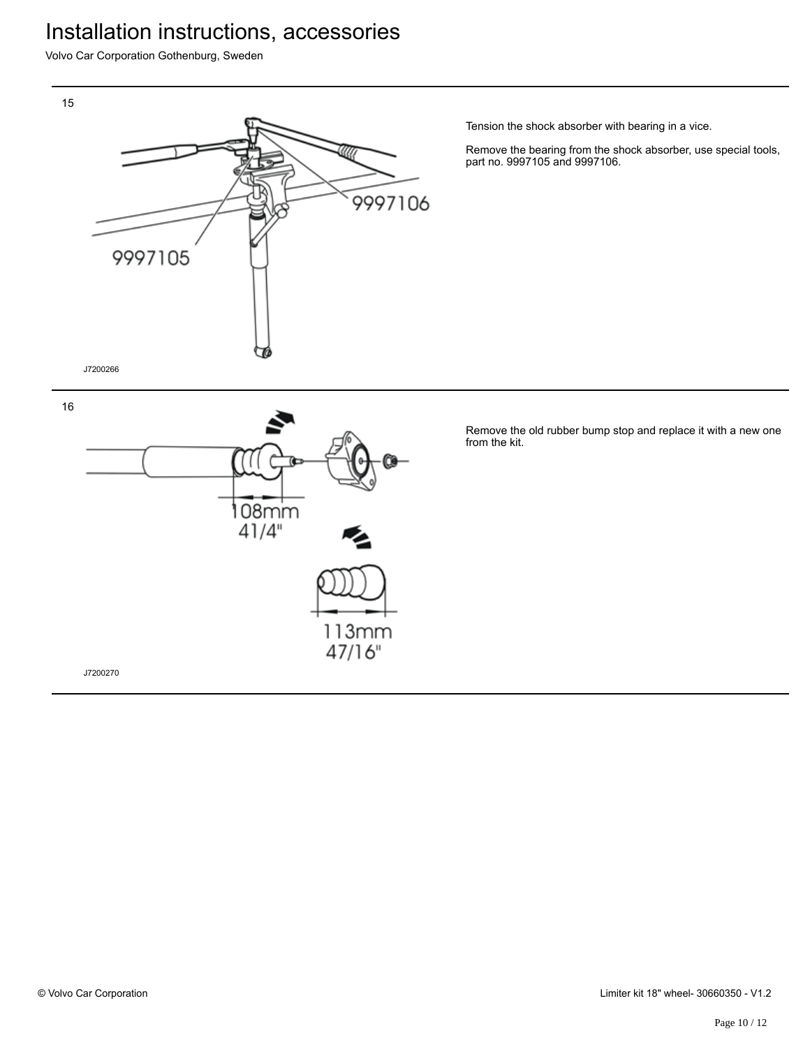15

Tension the shock absorber with bearing in a vice.

Remove the bearing from the shock absorber, use special tools, part no. 9997105 and 9997106.

J7200266

16

Remove the old rubber bump stop and replace it with a new one from the kit.

J7200270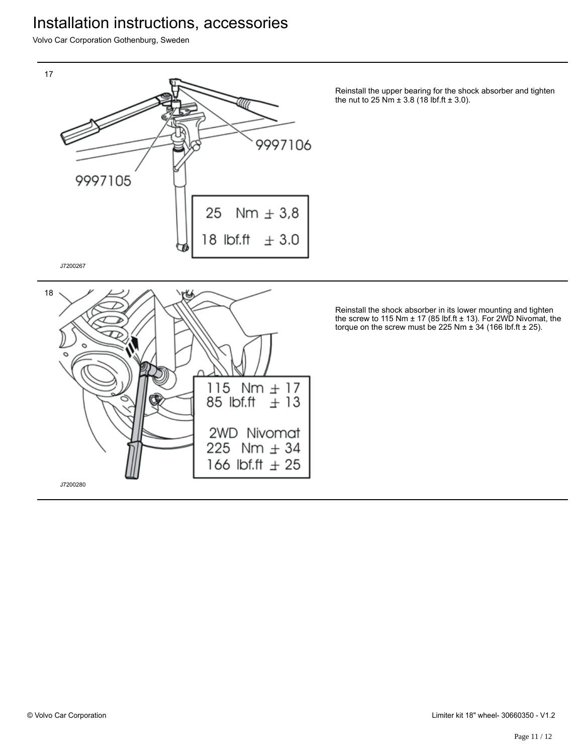17

J7200267

Reinstall the upper bearing for the shock absorber and tighten the nut to 25 Nm ± 3.8 (18 lbf.ft ± 3.0).

18

J7200280

Reinstall the shock absorber in its lower mounting and tighten the screw to 115 Nm ± 17 (85 lbf.ft ± 13). For 2WD Nivomat, the torque on the screw must be 225 Nm ± 34 (166 lbf.ft ± 25).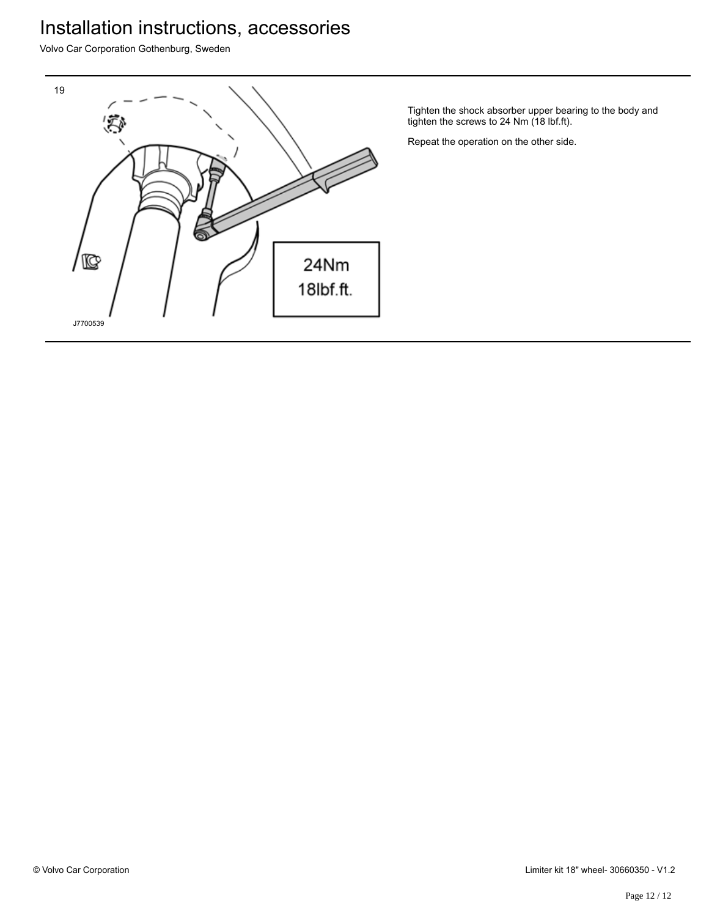19

24Nm
18lbf.ft.

J7700539

Tighten the shock absorber upper bearing to the body and tighten the screws to 24 Nm (18 lbf.ft).

Repeat the operation on the other side.